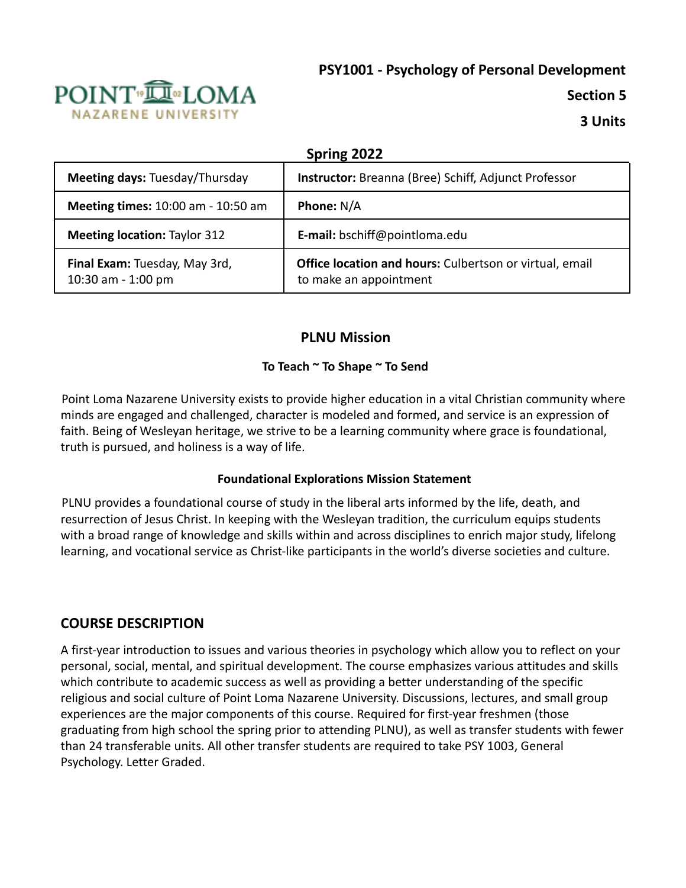**PSY1001 - Psychology of Personal Development**

**Section 5**

**3 Units**

**Spring 2022**

| **Meeting days:** Tuesday/Thursday | **Instructor:** Breanna (Bree) Schiff, Adjunct Professor |
|---|---|
| **Meeting times:** 10:00 am - 10:50 am | **Phone:** N/A |
| **Meeting location:** Taylor 312 | **E-mail:** bschiff@pointloma.edu |
| **Final Exam:** Tuesday, May 3rd, 10:30 am - 1:00 pm | **Office location and hours:** Culbertson or virtual, email to make an appointment |

## PLNU Mission

**To Teach ~ To Shape ~ To Send**

Point Loma Nazarene University exists to provide higher education in a vital Christian community where minds are engaged and challenged, character is modeled and formed, and service is an expression of faith. Being of Wesleyan heritage, we strive to be a learning community where grace is foundational, truth is pursued, and holiness is a way of life.

**Foundational Explorations Mission Statement**

PLNU provides a foundational course of study in the liberal arts informed by the life, death, and resurrection of Jesus Christ. In keeping with the Wesleyan tradition, the curriculum equips students with a broad range of knowledge and skills within and across disciplines to enrich major study, lifelong learning, and vocational service as Christ-like participants in the world's diverse societies and culture.

## COURSE DESCRIPTION

A first-year introduction to issues and various theories in psychology which allow you to reflect on your personal, social, mental, and spiritual development. The course emphasizes various attitudes and skills which contribute to academic success as well as providing a better understanding of the specific religious and social culture of Point Loma Nazarene University. Discussions, lectures, and small group experiences are the major components of this course. Required for first-year freshmen (those graduating from high school the spring prior to attending PLNU), as well as transfer students with fewer than 24 transferable units. All other transfer students are required to take PSY 1003, General Psychology. Letter Graded.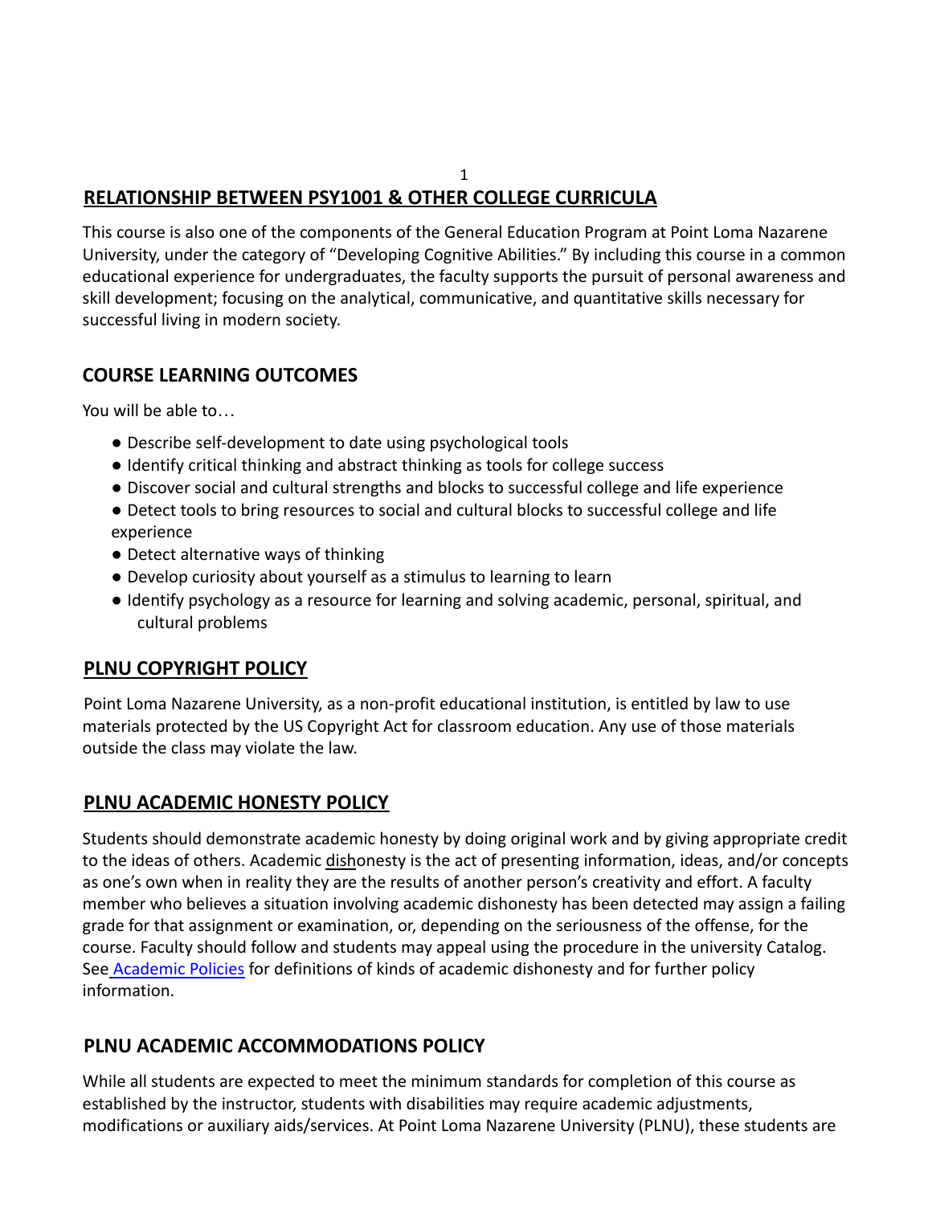## RELATIONSHIP BETWEEN PSY1001 & OTHER COLLEGE CURRICULA

This course is also one of the components of the General Education Program at Point Loma Nazarene University, under the category of "Developing Cognitive Abilities." By including this course in a common educational experience for undergraduates, the faculty supports the pursuit of personal awareness and skill development; focusing on the analytical, communicative, and quantitative skills necessary for successful living in modern society.

## COURSE LEARNING OUTCOMES

You will be able to…

- Describe self-development to date using psychological tools
- Identify critical thinking and abstract thinking as tools for college success
- Discover social and cultural strengths and blocks to successful college and life experience
- Detect tools to bring resources to social and cultural blocks to successful college and life experience
- Detect alternative ways of thinking
- Develop curiosity about yourself as a stimulus to learning to learn
- Identify psychology as a resource for learning and solving academic, personal, spiritual, and cultural problems

## PLNU COPYRIGHT POLICY

Point Loma Nazarene University, as a non-profit educational institution, is entitled by law to use materials protected by the US Copyright Act for classroom education. Any use of those materials outside the class may violate the law.

## PLNU ACADEMIC HONESTY POLICY

Students should demonstrate academic honesty by doing original work and by giving appropriate credit to the ideas of others. Academic dishonesty is the act of presenting information, ideas, and/or concepts as one's own when in reality they are the results of another person's creativity and effort. A faculty member who believes a situation involving academic dishonesty has been detected may assign a failing grade for that assignment or examination, or, depending on the seriousness of the offense, for the course. Faculty should follow and students may appeal using the procedure in the university Catalog. See Academic Policies for definitions of kinds of academic dishonesty and for further policy information.

## PLNU ACADEMIC ACCOMMODATIONS POLICY

While all students are expected to meet the minimum standards for completion of this course as established by the instructor, students with disabilities may require academic adjustments, modifications or auxiliary aids/services. At Point Loma Nazarene University (PLNU), these students are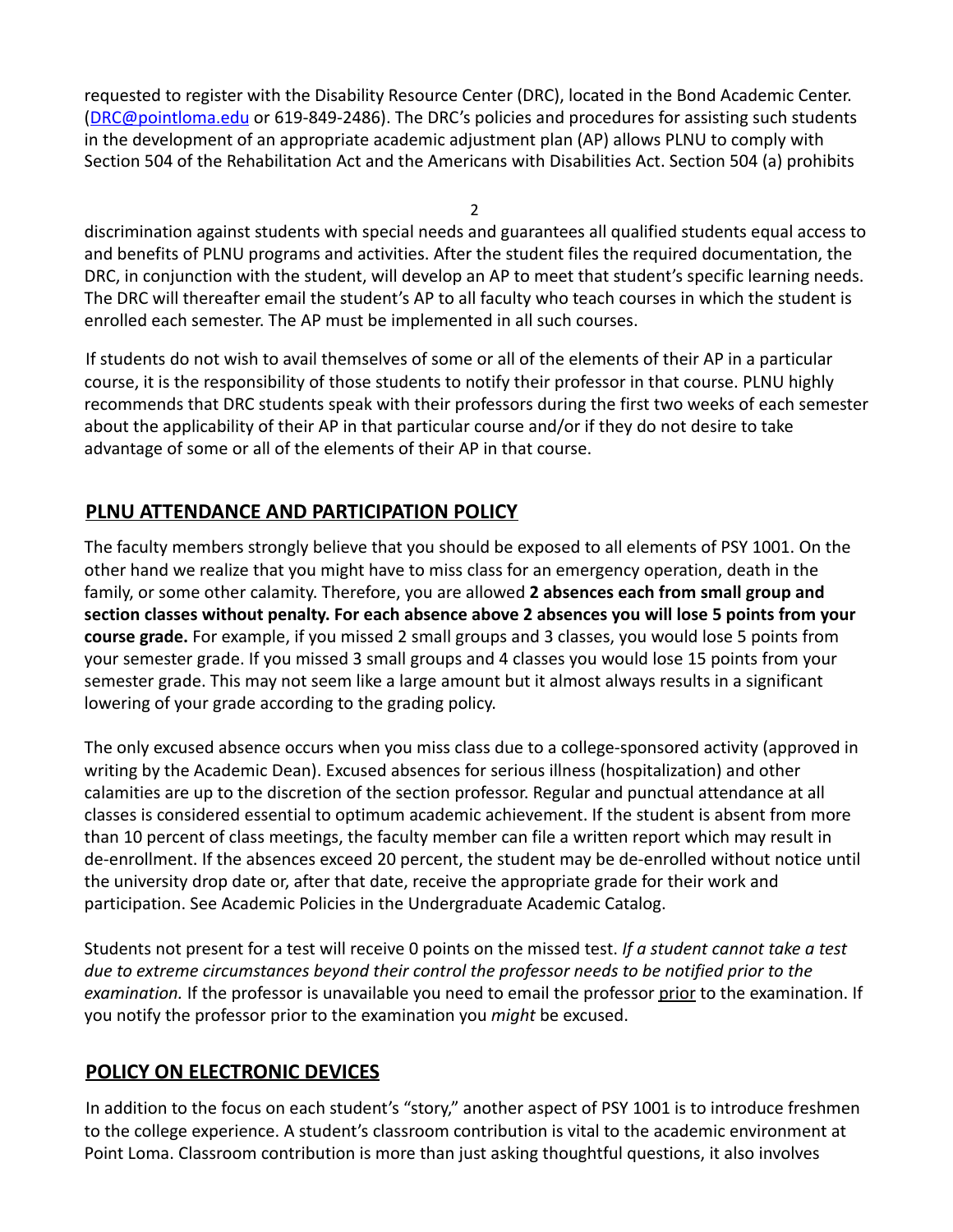requested to register with the Disability Resource Center (DRC), located in the Bond Academic Center. (DRC@pointloma.edu or 619-849-2486). The DRC's policies and procedures for assisting such students in the development of an appropriate academic adjustment plan (AP) allows PLNU to comply with Section 504 of the Rehabilitation Act and the Americans with Disabilities Act. Section 504 (a) prohibits discrimination against students with special needs and guarantees all qualified students equal access to and benefits of PLNU programs and activities. After the student files the required documentation, the DRC, in conjunction with the student, will develop an AP to meet that student's specific learning needs. The DRC will thereafter email the student's AP to all faculty who teach courses in which the student is enrolled each semester. The AP must be implemented in all such courses.

If students do not wish to avail themselves of some or all of the elements of their AP in a particular course, it is the responsibility of those students to notify their professor in that course. PLNU highly recommends that DRC students speak with their professors during the first two weeks of each semester about the applicability of their AP in that particular course and/or if they do not desire to take advantage of some or all of the elements of their AP in that course.

## PLNU ATTENDANCE AND PARTICIPATION POLICY

The faculty members strongly believe that you should be exposed to all elements of PSY 1001. On the other hand we realize that you might have to miss class for an emergency operation, death in the family, or some other calamity. Therefore, you are allowed **2 absences each from small group and section classes without penalty. For each absence above 2 absences you will lose 5 points from your course grade.** For example, if you missed 2 small groups and 3 classes, you would lose 5 points from your semester grade. If you missed 3 small groups and 4 classes you would lose 15 points from your semester grade. This may not seem like a large amount but it almost always results in a significant lowering of your grade according to the grading policy.

The only excused absence occurs when you miss class due to a college-sponsored activity (approved in writing by the Academic Dean). Excused absences for serious illness (hospitalization) and other calamities are up to the discretion of the section professor. Regular and punctual attendance at all classes is considered essential to optimum academic achievement. If the student is absent from more than 10 percent of class meetings, the faculty member can file a written report which may result in de-enrollment. If the absences exceed 20 percent, the student may be de-enrolled without notice until the university drop date or, after that date, receive the appropriate grade for their work and participation. See Academic Policies in the Undergraduate Academic Catalog.

Students not present for a test will receive 0 points on the missed test. *If a student cannot take a test due to extreme circumstances beyond their control the professor needs to be notified prior to the examination.* If the professor is unavailable you need to email the professor prior to the examination. If you notify the professor prior to the examination you *might* be excused.

## POLICY ON ELECTRONIC DEVICES

In addition to the focus on each student's "story," another aspect of PSY 1001 is to introduce freshmen to the college experience. A student's classroom contribution is vital to the academic environment at Point Loma. Classroom contribution is more than just asking thoughtful questions, it also involves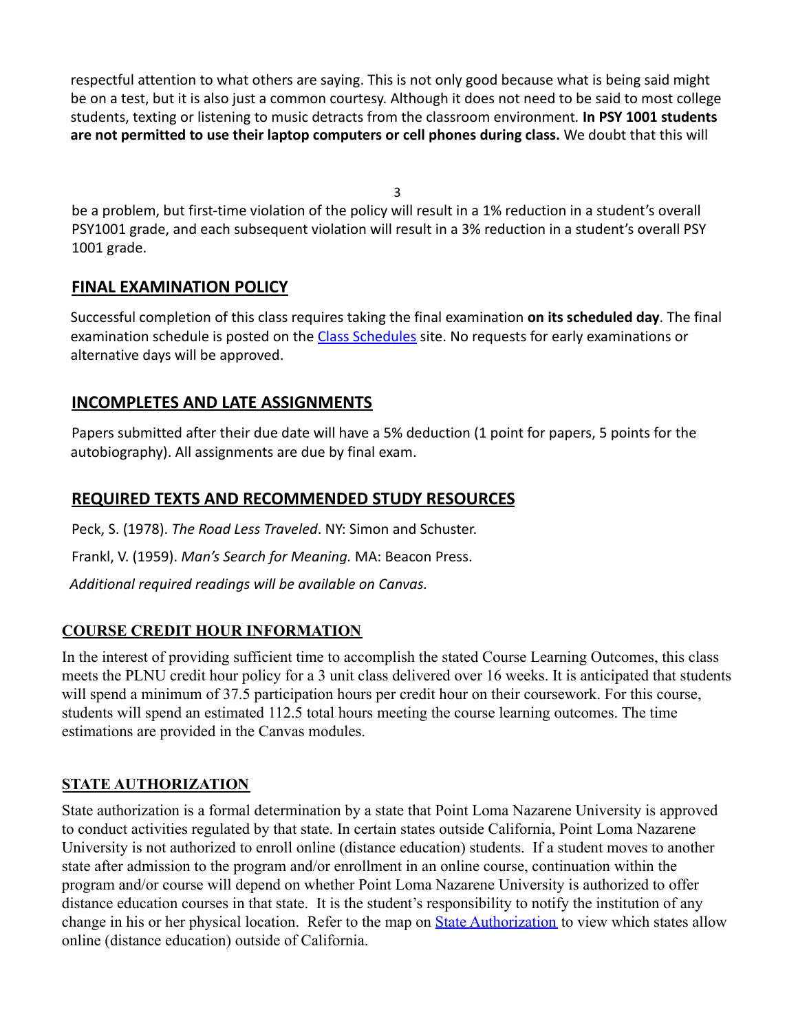respectful attention to what others are saying. This is not only good because what is being said might be on a test, but it is also just a common courtesy. Although it does not need to be said to most college students, texting or listening to music detracts from the classroom environment. **In PSY 1001 students are not permitted to use their laptop computers or cell phones during class.** We doubt that this will be a problem, but first-time violation of the policy will result in a 1% reduction in a student's overall PSY1001 grade, and each subsequent violation will result in a 3% reduction in a student's overall PSY 1001 grade.

## FINAL EXAMINATION POLICY

Successful completion of this class requires taking the final examination **on its scheduled day**. The final examination schedule is posted on the [Class Schedules](#) site. No requests for early examinations or alternative days will be approved.

## INCOMPLETES AND LATE ASSIGNMENTS

Papers submitted after their due date will have a 5% deduction (1 point for papers, 5 points for the autobiography). All assignments are due by final exam.

## REQUIRED TEXTS AND RECOMMENDED STUDY RESOURCES

Peck, S. (1978). *The Road Less Traveled*. NY: Simon and Schuster.

Frankl, V. (1959). *Man's Search for Meaning.* MA: Beacon Press.

*Additional required readings will be available on Canvas.*

## COURSE CREDIT HOUR INFORMATION

In the interest of providing sufficient time to accomplish the stated Course Learning Outcomes, this class meets the PLNU credit hour policy for a 3 unit class delivered over 16 weeks. It is anticipated that students will spend a minimum of 37.5 participation hours per credit hour on their coursework. For this course, students will spend an estimated 112.5 total hours meeting the course learning outcomes. The time estimations are provided in the Canvas modules.

## STATE AUTHORIZATION

State authorization is a formal determination by a state that Point Loma Nazarene University is approved to conduct activities regulated by that state. In certain states outside California, Point Loma Nazarene University is not authorized to enroll online (distance education) students. If a student moves to another state after admission to the program and/or enrollment in an online course, continuation within the program and/or course will depend on whether Point Loma Nazarene University is authorized to offer distance education courses in that state. It is the student's responsibility to notify the institution of any change in his or her physical location. Refer to the map on [State Authorization](#) to view which states allow online (distance education) outside of California.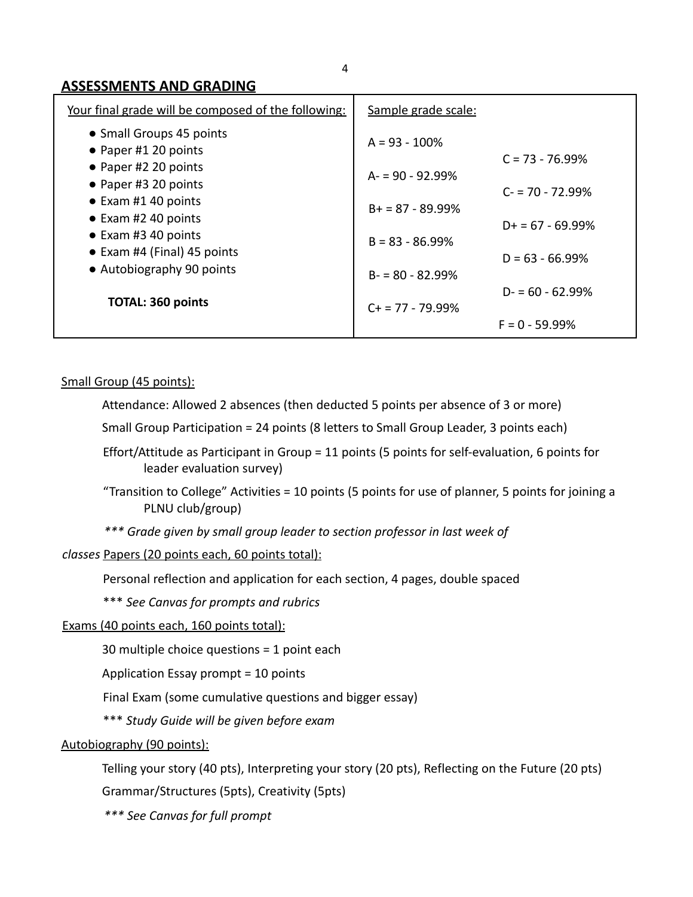## ASSESSMENTS AND GRADING

| Your final grade will be composed of the following: | Sample grade scale: | |
|---|---|---|
| • Small Groups 45 points<br>• Paper #1 20 points<br>• Paper #2 20 points<br>• Paper #3 20 points<br>• Exam #1 40 points<br>• Exam #2 40 points<br>• Exam #3 40 points<br>• Exam #4 (Final) 45 points<br>• Autobiography 90 points<br><br>**TOTAL: 360 points** | A = 93 - 100%<br>A- = 90 - 92.99%<br>B+ = 87 - 89.99%<br>B = 83 - 86.99%<br>B- = 80 - 82.99%<br>C+ = 77 - 79.99% | C = 73 - 76.99%<br>C- = 70 - 72.99%<br>D+ = 67 - 69.99%<br>D = 63 - 66.99%<br>D- = 60 - 62.99%<br>F = 0 - 59.99% |

Small Group (45 points):

Attendance: Allowed 2 absences (then deducted 5 points per absence of 3 or more)

Small Group Participation = 24 points (8 letters to Small Group Leader, 3 points each)

Effort/Attitude as Participant in Group = 11 points (5 points for self-evaluation, 6 points for leader evaluation survey)

"Transition to College" Activities = 10 points (5 points for use of planner, 5 points for joining a PLNU club/group)

*\*\*\* Grade given by small group leader to section professor in last week of classes*

Papers (20 points each, 60 points total):

Personal reflection and application for each section, 4 pages, double spaced

\*\*\* *See Canvas for prompts and rubrics*

Exams (40 points each, 160 points total):

30 multiple choice questions = 1 point each

Application Essay prompt = 10 points

Final Exam (some cumulative questions and bigger essay)

\*\*\* *Study Guide will be given before exam*

Autobiography (90 points):

Telling your story (40 pts), Interpreting your story (20 pts), Reflecting on the Future (20 pts)

Grammar/Structures (5pts), Creativity (5pts)

*\*\*\* See Canvas for full prompt*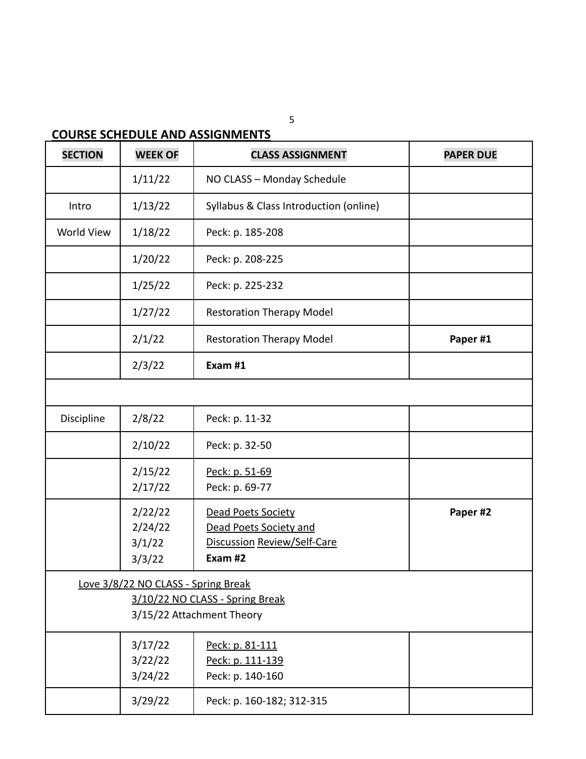## COURSE SCHEDULE AND ASSIGNMENTS

| SECTION | WEEK OF | CLASS ASSIGNMENT | PAPER DUE |
|---|---|---|---|
| | 1/11/22 | NO CLASS – Monday Schedule | |
| Intro | 1/13/22 | Syllabus & Class Introduction (online) | |
| World View | 1/18/22 | Peck: p. 185-208 | |
| | 1/20/22 | Peck: p. 208-225 | |
| | 1/25/22 | Peck: p. 225-232 | |
| | 1/27/22 | Restoration Therapy Model | |
| | 2/1/22 | Restoration Therapy Model | **Paper #1** |
| | 2/3/22 | **Exam #1** | |
| | | | |
| Discipline | 2/8/22 | Peck: p. 11-32 | |
| | 2/10/22 | Peck: p. 32-50 | |
| | 2/15/22<br>2/17/22 | Peck: p. 51-69<br>Peck: p. 69-77 | |
| | 2/22/22<br>2/24/22<br>3/1/22<br>3/3/22 | Dead Poets Society<br>Dead Poets Society and<br>Discussion Review/Self-Care<br>**Exam #2** | **Paper #2** |
| Love 3/8/22 NO CLASS - Spring Break<br>3/10/22 NO CLASS - Spring Break<br>3/15/22 Attachment Theory | | | |
| | 3/17/22<br>3/22/22<br>3/24/22 | Peck: p. 81-111<br>Peck: p. 111-139<br>Peck: p. 140-160 | |
| | 3/29/22 | Peck: p. 160-182; 312-315 | |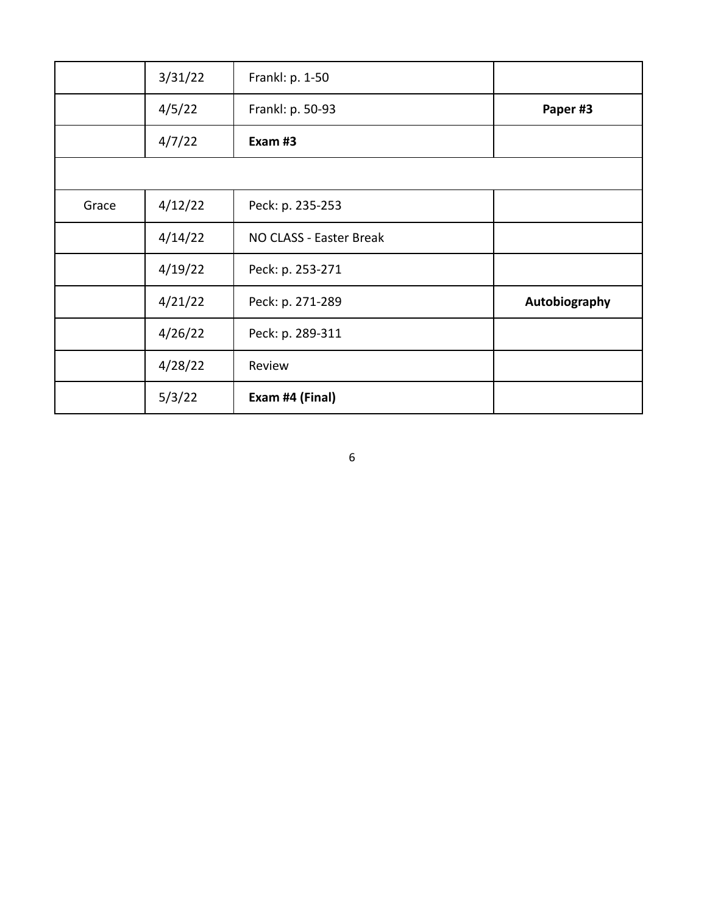| | | | |
|---|---|---|---|
| | 3/31/22 | Frankl: p. 1-50 | |
| | 4/5/22 | Frankl: p. 50-93 | **Paper #3** |
| | 4/7/22 | **Exam #3** | |
| | | | |
| Grace | 4/12/22 | Peck: p. 235-253 | |
| | 4/14/22 | NO CLASS - Easter Break | |
| | 4/19/22 | Peck: p. 253-271 | |
| | 4/21/22 | Peck: p. 271-289 | **Autobiography** |
| | 4/26/22 | Peck: p. 289-311 | |
| | 4/28/22 | Review | |
| | 5/3/22 | **Exam #4 (Final)** | |